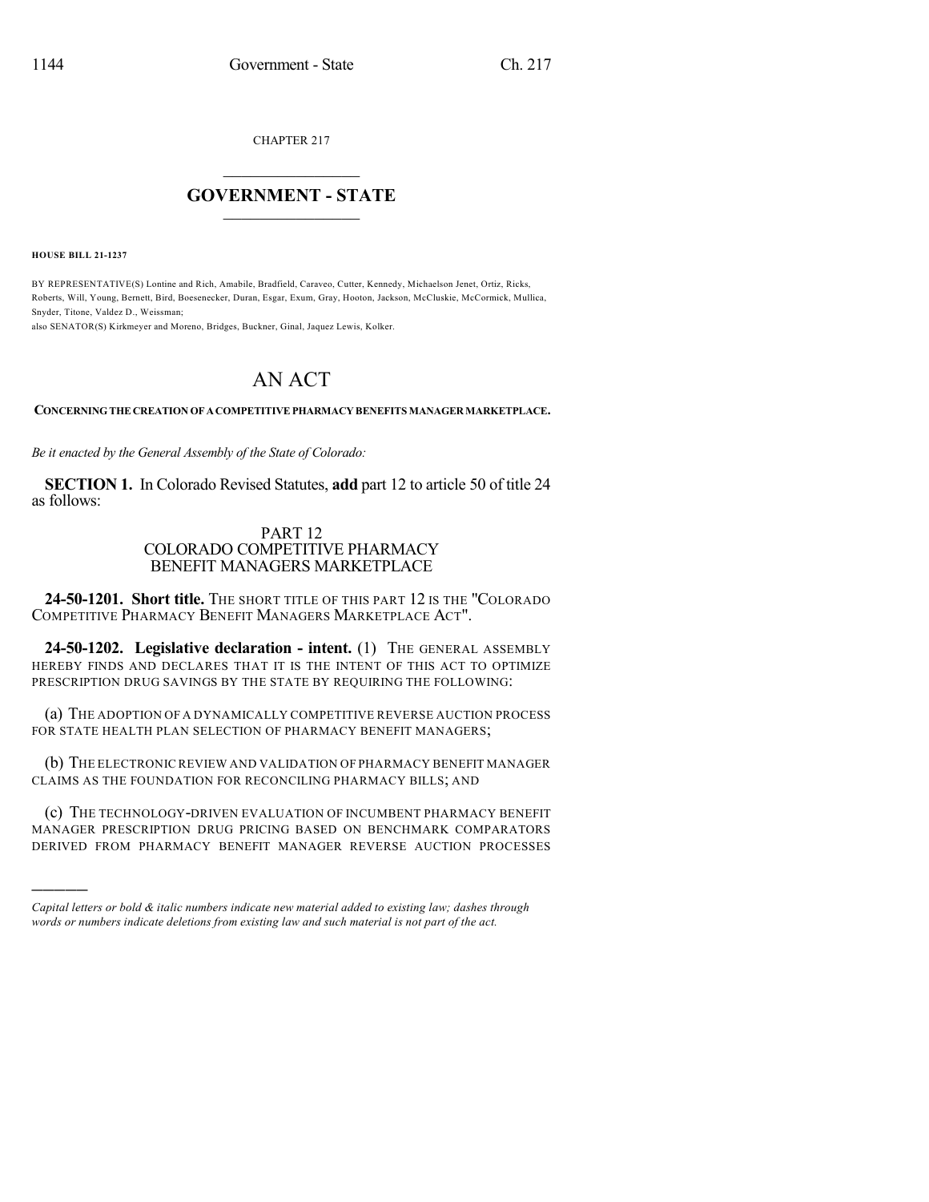CHAPTER 217

## GOVERNMENT - STATE

**HOUSE BILL 21-1237**

BY REPRESENTATIVE(S) Lontine and Rich, Amabile, Bradfield, Caraveo, Cutter, Kennedy, Michaelson Jenet, Ortiz, Ricks, Roberts, Will, Young, Bernett, Bird, Boesenecker, Duran, Esgar, Exum, Gray, Hooton, Jackson, McCluskie, McCormick, Mullica, Snyder, Titone, Valdez D., Weissman;
also SENATOR(S) Kirkmeyer and Moreno, Bridges, Buckner, Ginal, Jaquez Lewis, Kolker.

# AN ACT

**CONCERNING THE CREATION OF A COMPETITIVE PHARMACY BENEFITS MANAGER MARKETPLACE.**

*Be it enacted by the General Assembly of the State of Colorado:*

**SECTION 1.** In Colorado Revised Statutes, **add** part 12 to article 50 of title 24 as follows:

### PART 12
### COLORADO COMPETITIVE PHARMACY BENEFIT MANAGERS MARKETPLACE

**24-50-1201. Short title.** THE SHORT TITLE OF THIS PART 12 IS THE "COLORADO COMPETITIVE PHARMACY BENEFIT MANAGERS MARKETPLACE ACT".

**24-50-1202. Legislative declaration - intent.** (1) THE GENERAL ASSEMBLY HEREBY FINDS AND DECLARES THAT IT IS THE INTENT OF THIS ACT TO OPTIMIZE PRESCRIPTION DRUG SAVINGS BY THE STATE BY REQUIRING THE FOLLOWING:

(a) THE ADOPTION OF A DYNAMICALLY COMPETITIVE REVERSE AUCTION PROCESS FOR STATE HEALTH PLAN SELECTION OF PHARMACY BENEFIT MANAGERS;

(b) THE ELECTRONIC REVIEW AND VALIDATION OF PHARMACY BENEFIT MANAGER CLAIMS AS THE FOUNDATION FOR RECONCILING PHARMACY BILLS; AND

(c) THE TECHNOLOGY-DRIVEN EVALUATION OF INCUMBENT PHARMACY BENEFIT MANAGER PRESCRIPTION DRUG PRICING BASED ON BENCHMARK COMPARATORS DERIVED FROM PHARMACY BENEFIT MANAGER REVERSE AUCTION PROCESSES

*Capital letters or bold & italic numbers indicate new material added to existing law; dashes through words or numbers indicate deletions from existing law and such material is not part of the act.*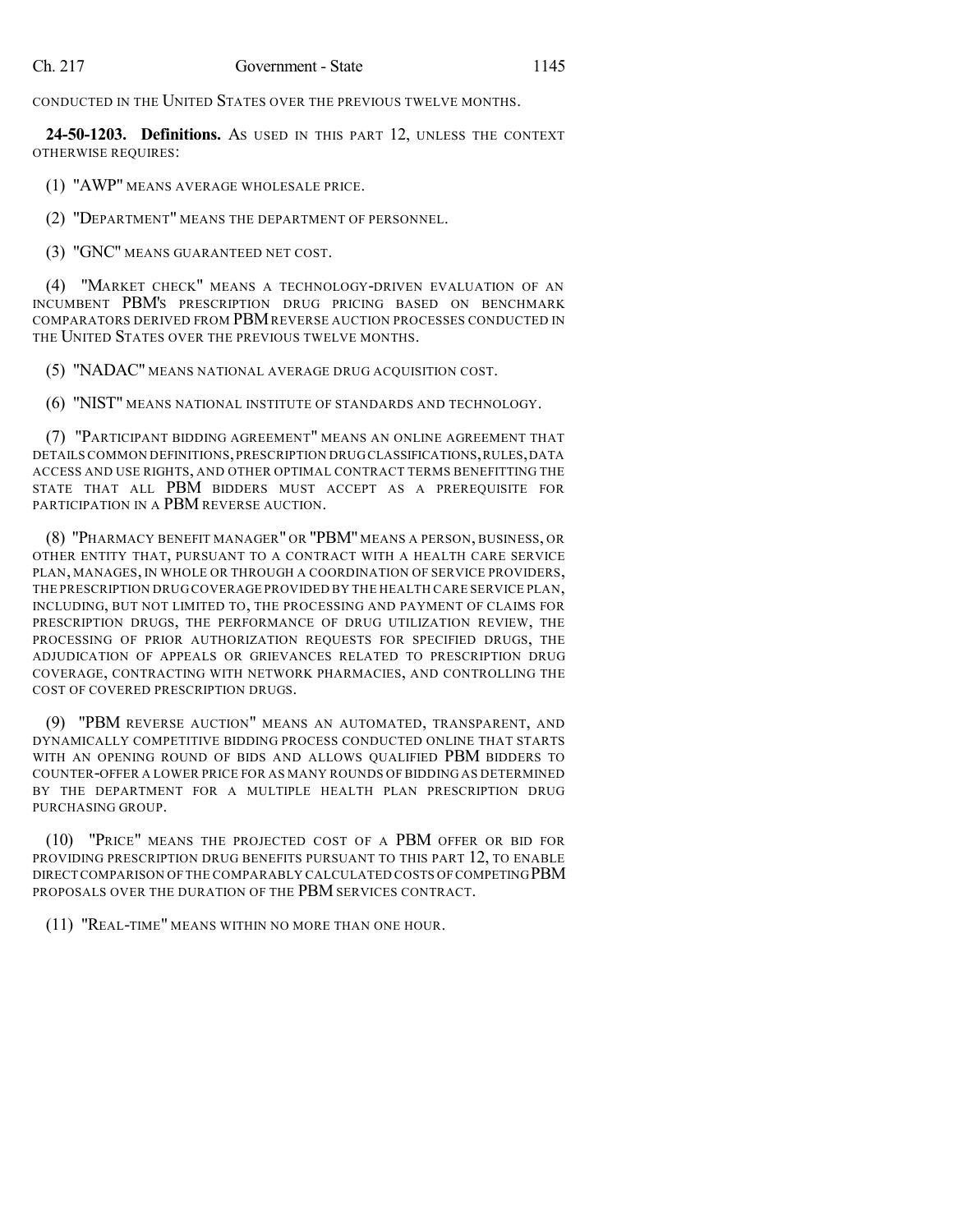CONDUCTED IN THE UNITED STATES OVER THE PREVIOUS TWELVE MONTHS.

**24-50-1203. Definitions.** AS USED IN THIS PART 12, UNLESS THE CONTEXT OTHERWISE REQUIRES:

(1) "AWP" MEANS AVERAGE WHOLESALE PRICE.

(2) "DEPARTMENT" MEANS THE DEPARTMENT OF PERSONNEL.

(3) "GNC" MEANS GUARANTEED NET COST.

(4) "MARKET CHECK" MEANS A TECHNOLOGY-DRIVEN EVALUATION OF AN INCUMBENT PBM'S PRESCRIPTION DRUG PRICING BASED ON BENCHMARK COMPARATORS DERIVED FROM PBM REVERSE AUCTION PROCESSES CONDUCTED IN THE UNITED STATES OVER THE PREVIOUS TWELVE MONTHS.

(5) "NADAC" MEANS NATIONAL AVERAGE DRUG ACQUISITION COST.

(6) "NIST" MEANS NATIONAL INSTITUTE OF STANDARDS AND TECHNOLOGY.

(7) "PARTICIPANT BIDDING AGREEMENT" MEANS AN ONLINE AGREEMENT THAT DETAILS COMMON DEFINITIONS, PRESCRIPTION DRUG CLASSIFICATIONS, RULES, DATA ACCESS AND USE RIGHTS, AND OTHER OPTIMAL CONTRACT TERMS BENEFITTING THE STATE THAT ALL PBM BIDDERS MUST ACCEPT AS A PREREQUISITE FOR PARTICIPATION IN A PBM REVERSE AUCTION.

(8) "PHARMACY BENEFIT MANAGER" OR "PBM" MEANS A PERSON, BUSINESS, OR OTHER ENTITY THAT, PURSUANT TO A CONTRACT WITH A HEALTH CARE SERVICE PLAN, MANAGES, IN WHOLE OR THROUGH A COORDINATION OF SERVICE PROVIDERS, THE PRESCRIPTION DRUG COVERAGE PROVIDED BY THE HEALTH CARE SERVICE PLAN, INCLUDING, BUT NOT LIMITED TO, THE PROCESSING AND PAYMENT OF CLAIMS FOR PRESCRIPTION DRUGS, THE PERFORMANCE OF DRUG UTILIZATION REVIEW, THE PROCESSING OF PRIOR AUTHORIZATION REQUESTS FOR SPECIFIED DRUGS, THE ADJUDICATION OF APPEALS OR GRIEVANCES RELATED TO PRESCRIPTION DRUG COVERAGE, CONTRACTING WITH NETWORK PHARMACIES, AND CONTROLLING THE COST OF COVERED PRESCRIPTION DRUGS.

(9) "PBM REVERSE AUCTION" MEANS AN AUTOMATED, TRANSPARENT, AND DYNAMICALLY COMPETITIVE BIDDING PROCESS CONDUCTED ONLINE THAT STARTS WITH AN OPENING ROUND OF BIDS AND ALLOWS QUALIFIED PBM BIDDERS TO COUNTER-OFFER A LOWER PRICE FOR AS MANY ROUNDS OF BIDDING AS DETERMINED BY THE DEPARTMENT FOR A MULTIPLE HEALTH PLAN PRESCRIPTION DRUG PURCHASING GROUP.

(10) "PRICE" MEANS THE PROJECTED COST OF A PBM OFFER OR BID FOR PROVIDING PRESCRIPTION DRUG BENEFITS PURSUANT TO THIS PART 12, TO ENABLE DIRECT COMPARISON OF THE COMPARABLY CALCULATED COSTS OF COMPETING PBM PROPOSALS OVER THE DURATION OF THE PBM SERVICES CONTRACT.

(11) "REAL-TIME" MEANS WITHIN NO MORE THAN ONE HOUR.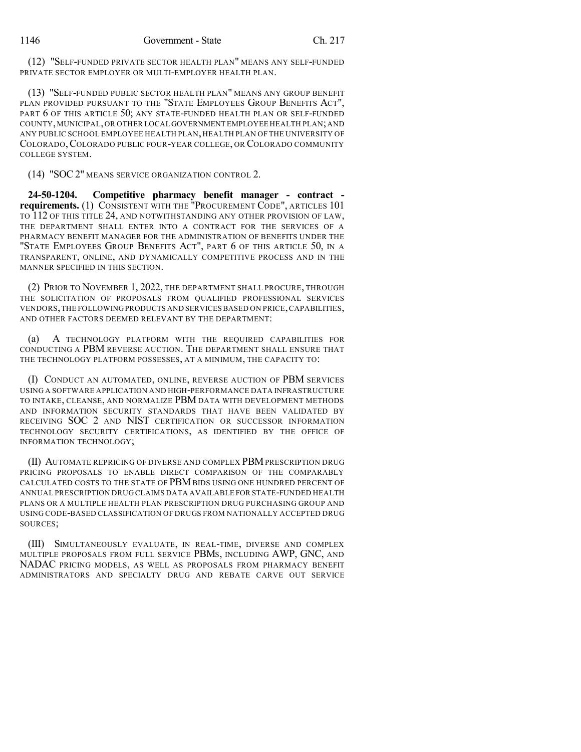(12) "SELF-FUNDED PRIVATE SECTOR HEALTH PLAN" MEANS ANY SELF-FUNDED PRIVATE SECTOR EMPLOYER OR MULTI-EMPLOYER HEALTH PLAN.

(13) "SELF-FUNDED PUBLIC SECTOR HEALTH PLAN" MEANS ANY GROUP BENEFIT PLAN PROVIDED PURSUANT TO THE "STATE EMPLOYEES GROUP BENEFITS ACT", PART 6 OF THIS ARTICLE 50; ANY STATE-FUNDED HEALTH PLAN OR SELF-FUNDED COUNTY, MUNICIPAL, OR OTHER LOCAL GOVERNMENT EMPLOYEE HEALTH PLAN; AND ANY PUBLIC SCHOOL EMPLOYEE HEALTH PLAN, HEALTH PLAN OF THE UNIVERSITY OF COLORADO, COLORADO PUBLIC FOUR-YEAR COLLEGE, OR COLORADO COMMUNITY COLLEGE SYSTEM.

(14) "SOC 2" MEANS SERVICE ORGANIZATION CONTROL 2.

**24-50-1204. Competitive pharmacy benefit manager - contract - requirements.** (1) CONSISTENT WITH THE "PROCUREMENT CODE", ARTICLES 101 TO 112 OF THIS TITLE 24, AND NOTWITHSTANDING ANY OTHER PROVISION OF LAW, THE DEPARTMENT SHALL ENTER INTO A CONTRACT FOR THE SERVICES OF A PHARMACY BENEFIT MANAGER FOR THE ADMINISTRATION OF BENEFITS UNDER THE "STATE EMPLOYEES GROUP BENEFITS ACT", PART 6 OF THIS ARTICLE 50, IN A TRANSPARENT, ONLINE, AND DYNAMICALLY COMPETITIVE PROCESS AND IN THE MANNER SPECIFIED IN THIS SECTION.

(2) PRIOR TO NOVEMBER 1, 2022, THE DEPARTMENT SHALL PROCURE, THROUGH THE SOLICITATION OF PROPOSALS FROM QUALIFIED PROFESSIONAL SERVICES VENDORS, THE FOLLOWING PRODUCTS AND SERVICES BASED ON PRICE, CAPABILITIES, AND OTHER FACTORS DEEMED RELEVANT BY THE DEPARTMENT:

(a) A TECHNOLOGY PLATFORM WITH THE REQUIRED CAPABILITIES FOR CONDUCTING A PBM REVERSE AUCTION. THE DEPARTMENT SHALL ENSURE THAT THE TECHNOLOGY PLATFORM POSSESSES, AT A MINIMUM, THE CAPACITY TO:

(I) CONDUCT AN AUTOMATED, ONLINE, REVERSE AUCTION OF PBM SERVICES USING A SOFTWARE APPLICATION AND HIGH-PERFORMANCE DATA INFRASTRUCTURE TO INTAKE, CLEANSE, AND NORMALIZE PBM DATA WITH DEVELOPMENT METHODS AND INFORMATION SECURITY STANDARDS THAT HAVE BEEN VALIDATED BY RECEIVING SOC 2 AND NIST CERTIFICATION OR SUCCESSOR INFORMATION TECHNOLOGY SECURITY CERTIFICATIONS, AS IDENTIFIED BY THE OFFICE OF INFORMATION TECHNOLOGY;

(II) AUTOMATE REPRICING OF DIVERSE AND COMPLEX PBM PRESCRIPTION DRUG PRICING PROPOSALS TO ENABLE DIRECT COMPARISON OF THE COMPARABLY CALCULATED COSTS TO THE STATE OF PBM BIDS USING ONE HUNDRED PERCENT OF ANNUAL PRESCRIPTION DRUG CLAIMS DATA AVAILABLE FOR STATE-FUNDED HEALTH PLANS OR A MULTIPLE HEALTH PLAN PRESCRIPTION DRUG PURCHASING GROUP AND USING CODE-BASED CLASSIFICATION OF DRUGS FROM NATIONALLY ACCEPTED DRUG SOURCES;

(III) SIMULTANEOUSLY EVALUATE, IN REAL-TIME, DIVERSE AND COMPLEX MULTIPLE PROPOSALS FROM FULL SERVICE PBMS, INCLUDING AWP, GNC, AND NADAC PRICING MODELS, AS WELL AS PROPOSALS FROM PHARMACY BENEFIT ADMINISTRATORS AND SPECIALTY DRUG AND REBATE CARVE OUT SERVICE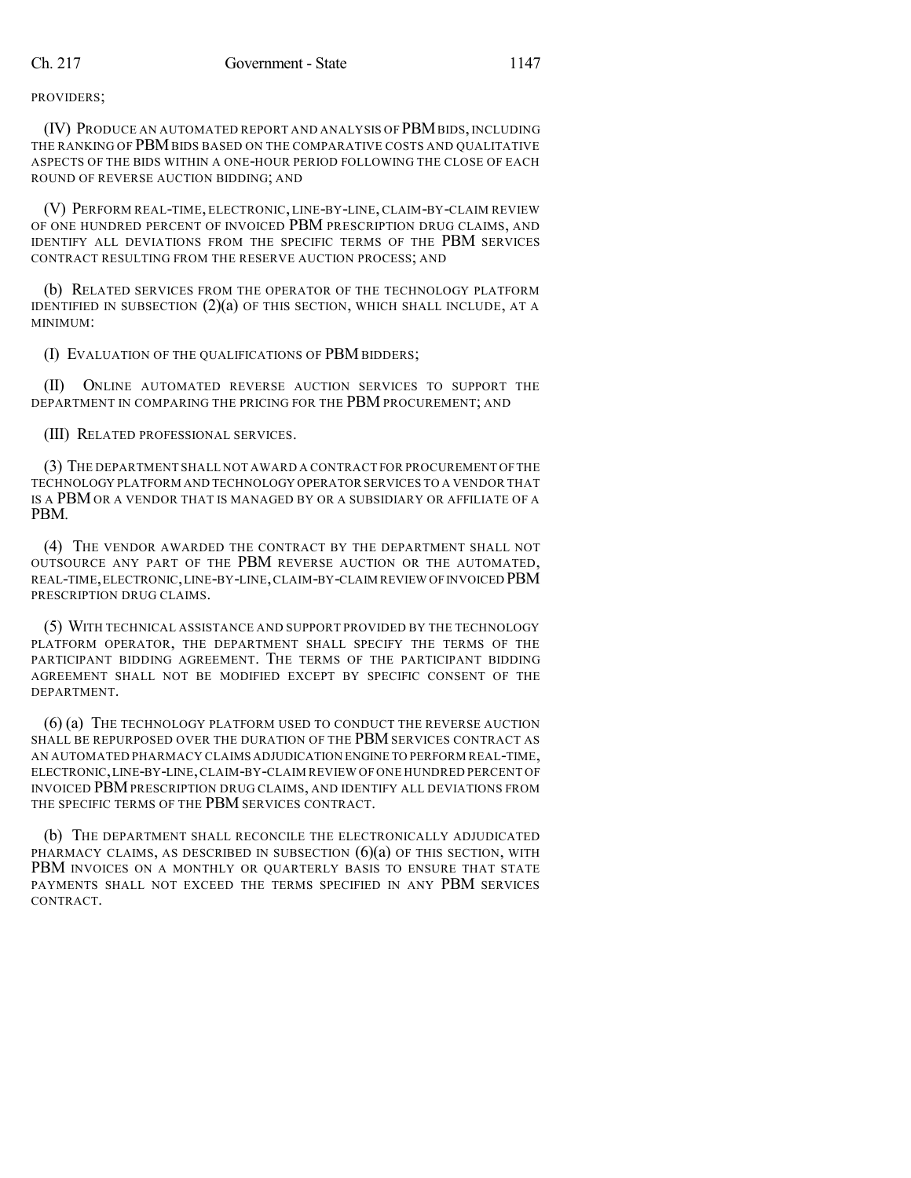PROVIDERS;

(IV) PRODUCE AN AUTOMATED REPORT AND ANALYSIS OF PBM BIDS, INCLUDING THE RANKING OF PBM BIDS BASED ON THE COMPARATIVE COSTS AND QUALITATIVE ASPECTS OF THE BIDS WITHIN A ONE-HOUR PERIOD FOLLOWING THE CLOSE OF EACH ROUND OF REVERSE AUCTION BIDDING; AND

(V) PERFORM REAL-TIME, ELECTRONIC, LINE-BY-LINE, CLAIM-BY-CLAIM REVIEW OF ONE HUNDRED PERCENT OF INVOICED PBM PRESCRIPTION DRUG CLAIMS, AND IDENTIFY ALL DEVIATIONS FROM THE SPECIFIC TERMS OF THE PBM SERVICES CONTRACT RESULTING FROM THE RESERVE AUCTION PROCESS; AND

(b) RELATED SERVICES FROM THE OPERATOR OF THE TECHNOLOGY PLATFORM IDENTIFIED IN SUBSECTION (2)(a) OF THIS SECTION, WHICH SHALL INCLUDE, AT A MINIMUM:

(I) EVALUATION OF THE QUALIFICATIONS OF PBM BIDDERS;

(II) ONLINE AUTOMATED REVERSE AUCTION SERVICES TO SUPPORT THE DEPARTMENT IN COMPARING THE PRICING FOR THE PBM PROCUREMENT; AND

(III) RELATED PROFESSIONAL SERVICES.

(3) THE DEPARTMENT SHALL NOT AWARD A CONTRACT FOR PROCUREMENT OF THE TECHNOLOGY PLATFORM AND TECHNOLOGY OPERATOR SERVICES TO A VENDOR THAT IS A PBM OR A VENDOR THAT IS MANAGED BY OR A SUBSIDIARY OR AFFILIATE OF A PBM.

(4) THE VENDOR AWARDED THE CONTRACT BY THE DEPARTMENT SHALL NOT OUTSOURCE ANY PART OF THE PBM REVERSE AUCTION OR THE AUTOMATED, REAL-TIME, ELECTRONIC, LINE-BY-LINE, CLAIM-BY-CLAIM REVIEW OF INVOICED PBM PRESCRIPTION DRUG CLAIMS.

(5) WITH TECHNICAL ASSISTANCE AND SUPPORT PROVIDED BY THE TECHNOLOGY PLATFORM OPERATOR, THE DEPARTMENT SHALL SPECIFY THE TERMS OF THE PARTICIPANT BIDDING AGREEMENT. THE TERMS OF THE PARTICIPANT BIDDING AGREEMENT SHALL NOT BE MODIFIED EXCEPT BY SPECIFIC CONSENT OF THE DEPARTMENT.

(6) (a) THE TECHNOLOGY PLATFORM USED TO CONDUCT THE REVERSE AUCTION SHALL BE REPURPOSED OVER THE DURATION OF THE PBM SERVICES CONTRACT AS AN AUTOMATED PHARMACY CLAIMS ADJUDICATION ENGINE TO PERFORM REAL-TIME, ELECTRONIC, LINE-BY-LINE, CLAIM-BY-CLAIM REVIEW OF ONE HUNDRED PERCENT OF INVOICED PBM PRESCRIPTION DRUG CLAIMS, AND IDENTIFY ALL DEVIATIONS FROM THE SPECIFIC TERMS OF THE PBM SERVICES CONTRACT.

(b) THE DEPARTMENT SHALL RECONCILE THE ELECTRONICALLY ADJUDICATED PHARMACY CLAIMS, AS DESCRIBED IN SUBSECTION (6)(a) OF THIS SECTION, WITH PBM INVOICES ON A MONTHLY OR QUARTERLY BASIS TO ENSURE THAT STATE PAYMENTS SHALL NOT EXCEED THE TERMS SPECIFIED IN ANY PBM SERVICES CONTRACT.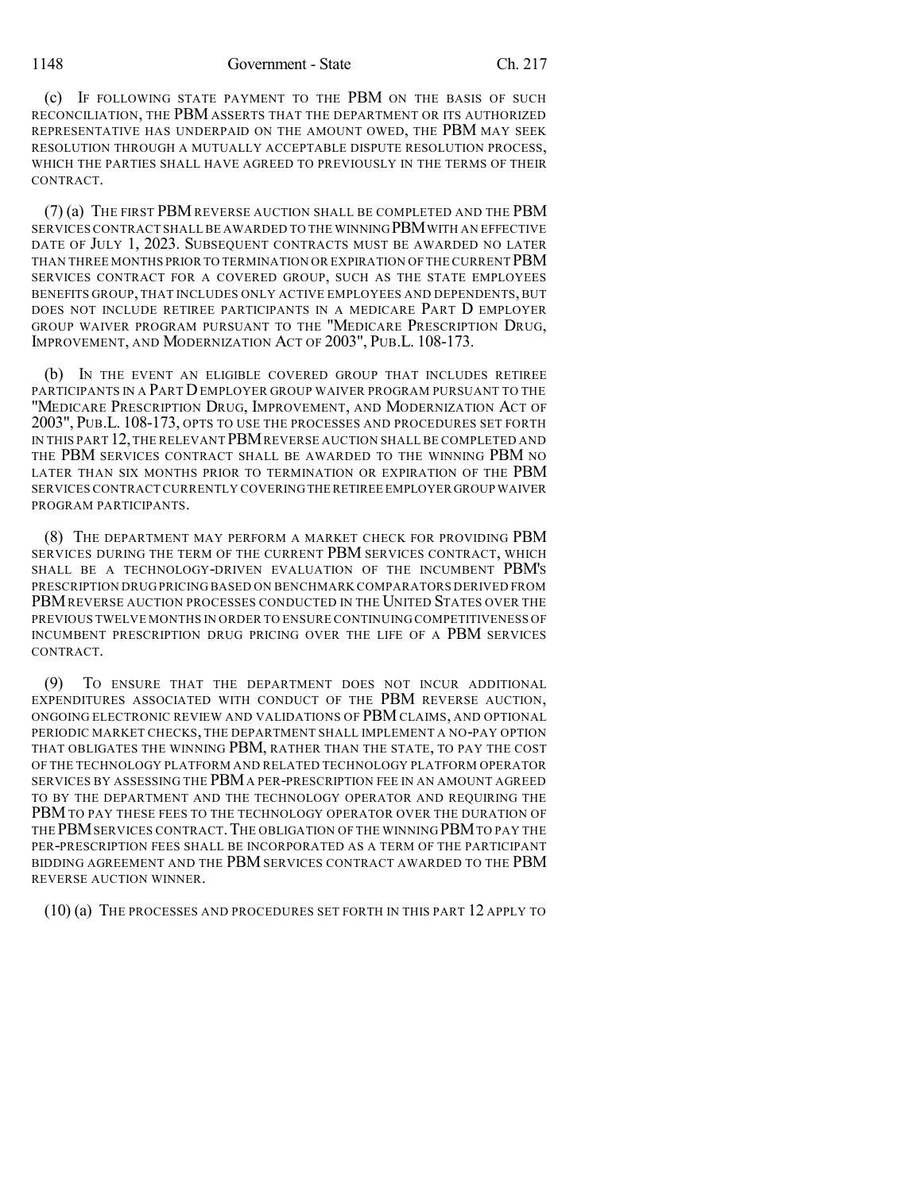(c) IF FOLLOWING STATE PAYMENT TO THE PBM ON THE BASIS OF SUCH RECONCILIATION, THE PBM ASSERTS THAT THE DEPARTMENT OR ITS AUTHORIZED REPRESENTATIVE HAS UNDERPAID ON THE AMOUNT OWED, THE PBM MAY SEEK RESOLUTION THROUGH A MUTUALLY ACCEPTABLE DISPUTE RESOLUTION PROCESS, WHICH THE PARTIES SHALL HAVE AGREED TO PREVIOUSLY IN THE TERMS OF THEIR CONTRACT.

(7) (a) THE FIRST PBM REVERSE AUCTION SHALL BE COMPLETED AND THE PBM SERVICES CONTRACT SHALL BE AWARDED TO THE WINNING PBM WITH AN EFFECTIVE DATE OF JULY 1, 2023. SUBSEQUENT CONTRACTS MUST BE AWARDED NO LATER THAN THREE MONTHS PRIOR TO TERMINATION OR EXPIRATION OF THE CURRENT PBM SERVICES CONTRACT FOR A COVERED GROUP, SUCH AS THE STATE EMPLOYEES BENEFITS GROUP, THAT INCLUDES ONLY ACTIVE EMPLOYEES AND DEPENDENTS, BUT DOES NOT INCLUDE RETIREE PARTICIPANTS IN A MEDICARE PART D EMPLOYER GROUP WAIVER PROGRAM PURSUANT TO THE "MEDICARE PRESCRIPTION DRUG, IMPROVEMENT, AND MODERNIZATION ACT OF 2003", PUB.L. 108-173.

(b) IN THE EVENT AN ELIGIBLE COVERED GROUP THAT INCLUDES RETIREE PARTICIPANTS IN A PART D EMPLOYER GROUP WAIVER PROGRAM PURSUANT TO THE "MEDICARE PRESCRIPTION DRUG, IMPROVEMENT, AND MODERNIZATION ACT OF 2003", PUB.L. 108-173, OPTS TO USE THE PROCESSES AND PROCEDURES SET FORTH IN THIS PART 12, THE RELEVANT PBM REVERSE AUCTION SHALL BE COMPLETED AND THE PBM SERVICES CONTRACT SHALL BE AWARDED TO THE WINNING PBM NO LATER THAN SIX MONTHS PRIOR TO TERMINATION OR EXPIRATION OF THE PBM SERVICES CONTRACT CURRENTLY COVERING THE RETIREE EMPLOYER GROUP WAIVER PROGRAM PARTICIPANTS.

(8) THE DEPARTMENT MAY PERFORM A MARKET CHECK FOR PROVIDING PBM SERVICES DURING THE TERM OF THE CURRENT PBM SERVICES CONTRACT, WHICH SHALL BE A TECHNOLOGY-DRIVEN EVALUATION OF THE INCUMBENT PBM'S PRESCRIPTION DRUG PRICING BASED ON BENCHMARK COMPARATORS DERIVED FROM PBM REVERSE AUCTION PROCESSES CONDUCTED IN THE UNITED STATES OVER THE PREVIOUS TWELVE MONTHS IN ORDER TO ENSURE CONTINUING COMPETITIVENESS OF INCUMBENT PRESCRIPTION DRUG PRICING OVER THE LIFE OF A PBM SERVICES CONTRACT.

(9) TO ENSURE THAT THE DEPARTMENT DOES NOT INCUR ADDITIONAL EXPENDITURES ASSOCIATED WITH CONDUCT OF THE PBM REVERSE AUCTION, ONGOING ELECTRONIC REVIEW AND VALIDATIONS OF PBM CLAIMS, AND OPTIONAL PERIODIC MARKET CHECKS, THE DEPARTMENT SHALL IMPLEMENT A NO-PAY OPTION THAT OBLIGATES THE WINNING PBM, RATHER THAN THE STATE, TO PAY THE COST OF THE TECHNOLOGY PLATFORM AND RELATED TECHNOLOGY PLATFORM OPERATOR SERVICES BY ASSESSING THE PBM A PER-PRESCRIPTION FEE IN AN AMOUNT AGREED TO BY THE DEPARTMENT AND THE TECHNOLOGY OPERATOR AND REQUIRING THE PBM TO PAY THESE FEES TO THE TECHNOLOGY OPERATOR OVER THE DURATION OF THE PBM SERVICES CONTRACT. THE OBLIGATION OF THE WINNING PBM TO PAY THE PER-PRESCRIPTION FEES SHALL BE INCORPORATED AS A TERM OF THE PARTICIPANT BIDDING AGREEMENT AND THE PBM SERVICES CONTRACT AWARDED TO THE PBM REVERSE AUCTION WINNER.

(10) (a) THE PROCESSES AND PROCEDURES SET FORTH IN THIS PART 12 APPLY TO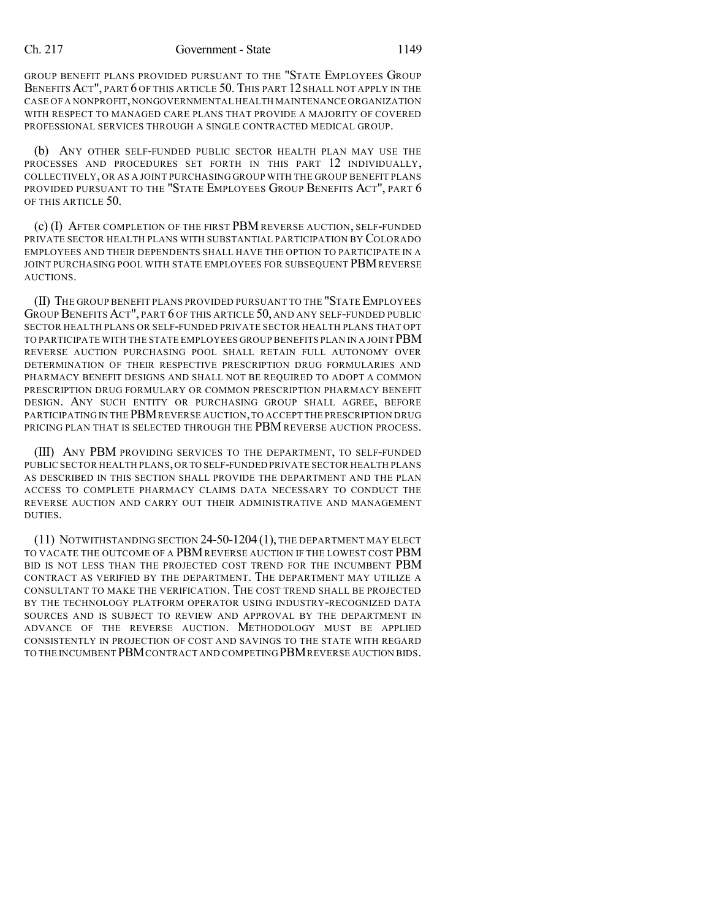GROUP BENEFIT PLANS PROVIDED PURSUANT TO THE "STATE EMPLOYEES GROUP BENEFITS ACT", PART 6 OF THIS ARTICLE 50. THIS PART 12 SHALL NOT APPLY IN THE CASE OF A NONPROFIT, NONGOVERNMENTAL HEALTH MAINTENANCE ORGANIZATION WITH RESPECT TO MANAGED CARE PLANS THAT PROVIDE A MAJORITY OF COVERED PROFESSIONAL SERVICES THROUGH A SINGLE CONTRACTED MEDICAL GROUP.

(b) ANY OTHER SELF-FUNDED PUBLIC SECTOR HEALTH PLAN MAY USE THE PROCESSES AND PROCEDURES SET FORTH IN THIS PART 12 INDIVIDUALLY, COLLECTIVELY, OR AS A JOINT PURCHASING GROUP WITH THE GROUP BENEFIT PLANS PROVIDED PURSUANT TO THE "STATE EMPLOYEES GROUP BENEFITS ACT", PART 6 OF THIS ARTICLE 50.

(c) (I) AFTER COMPLETION OF THE FIRST PBM REVERSE AUCTION, SELF-FUNDED PRIVATE SECTOR HEALTH PLANS WITH SUBSTANTIAL PARTICIPATION BY COLORADO EMPLOYEES AND THEIR DEPENDENTS SHALL HAVE THE OPTION TO PARTICIPATE IN A JOINT PURCHASING POOL WITH STATE EMPLOYEES FOR SUBSEQUENT PBM REVERSE AUCTIONS.

(II) THE GROUP BENEFIT PLANS PROVIDED PURSUANT TO THE "STATE EMPLOYEES GROUP BENEFITS ACT", PART 6 OF THIS ARTICLE 50, AND ANY SELF-FUNDED PUBLIC SECTOR HEALTH PLANS OR SELF-FUNDED PRIVATE SECTOR HEALTH PLANS THAT OPT TO PARTICIPATE WITH THE STATE EMPLOYEES GROUP BENEFITS PLAN IN A JOINT PBM REVERSE AUCTION PURCHASING POOL SHALL RETAIN FULL AUTONOMY OVER DETERMINATION OF THEIR RESPECTIVE PRESCRIPTION DRUG FORMULARIES AND PHARMACY BENEFIT DESIGNS AND SHALL NOT BE REQUIRED TO ADOPT A COMMON PRESCRIPTION DRUG FORMULARY OR COMMON PRESCRIPTION PHARMACY BENEFIT DESIGN. ANY SUCH ENTITY OR PURCHASING GROUP SHALL AGREE, BEFORE PARTICIPATING IN THE PBM REVERSE AUCTION, TO ACCEPT THE PRESCRIPTION DRUG PRICING PLAN THAT IS SELECTED THROUGH THE PBM REVERSE AUCTION PROCESS.

(III) ANY PBM PROVIDING SERVICES TO THE DEPARTMENT, TO SELF-FUNDED PUBLIC SECTOR HEALTH PLANS, OR TO SELF-FUNDED PRIVATE SECTOR HEALTH PLANS AS DESCRIBED IN THIS SECTION SHALL PROVIDE THE DEPARTMENT AND THE PLAN ACCESS TO COMPLETE PHARMACY CLAIMS DATA NECESSARY TO CONDUCT THE REVERSE AUCTION AND CARRY OUT THEIR ADMINISTRATIVE AND MANAGEMENT DUTIES.

(11) NOTWITHSTANDING SECTION 24-50-1204 (1), THE DEPARTMENT MAY ELECT TO VACATE THE OUTCOME OF A PBM REVERSE AUCTION IF THE LOWEST COST PBM BID IS NOT LESS THAN THE PROJECTED COST TREND FOR THE INCUMBENT PBM CONTRACT AS VERIFIED BY THE DEPARTMENT. THE DEPARTMENT MAY UTILIZE A CONSULTANT TO MAKE THE VERIFICATION. THE COST TREND SHALL BE PROJECTED BY THE TECHNOLOGY PLATFORM OPERATOR USING INDUSTRY-RECOGNIZED DATA SOURCES AND IS SUBJECT TO REVIEW AND APPROVAL BY THE DEPARTMENT IN ADVANCE OF THE REVERSE AUCTION. METHODOLOGY MUST BE APPLIED CONSISTENTLY IN PROJECTION OF COST AND SAVINGS TO THE STATE WITH REGARD TO THE INCUMBENT PBM CONTRACT AND COMPETING PBM REVERSE AUCTION BIDS.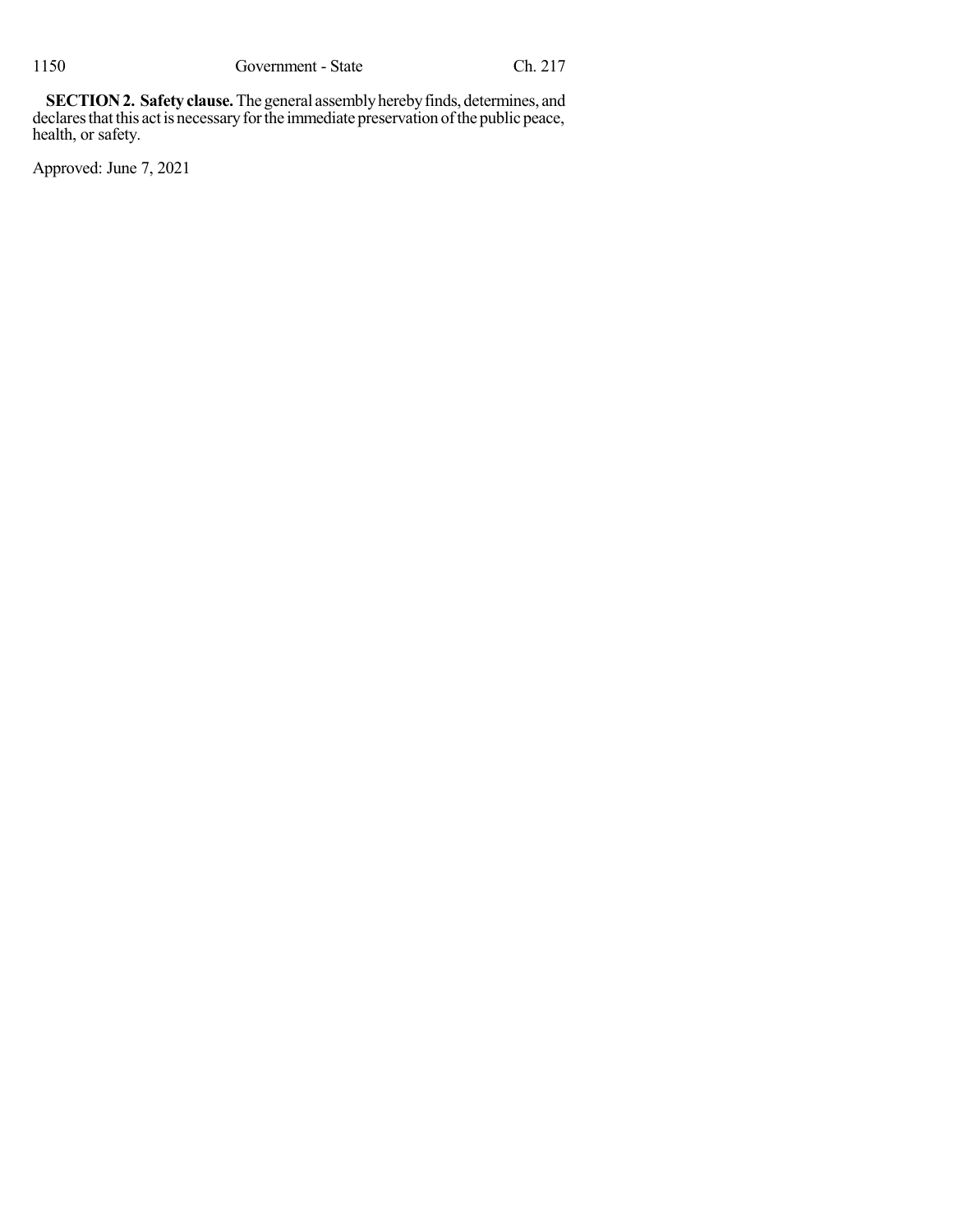**SECTION 2. Safety clause.** The general assembly hereby finds, determines, and declares that this act is necessary for the immediate preservation of the public peace, health, or safety.

Approved: June 7, 2021